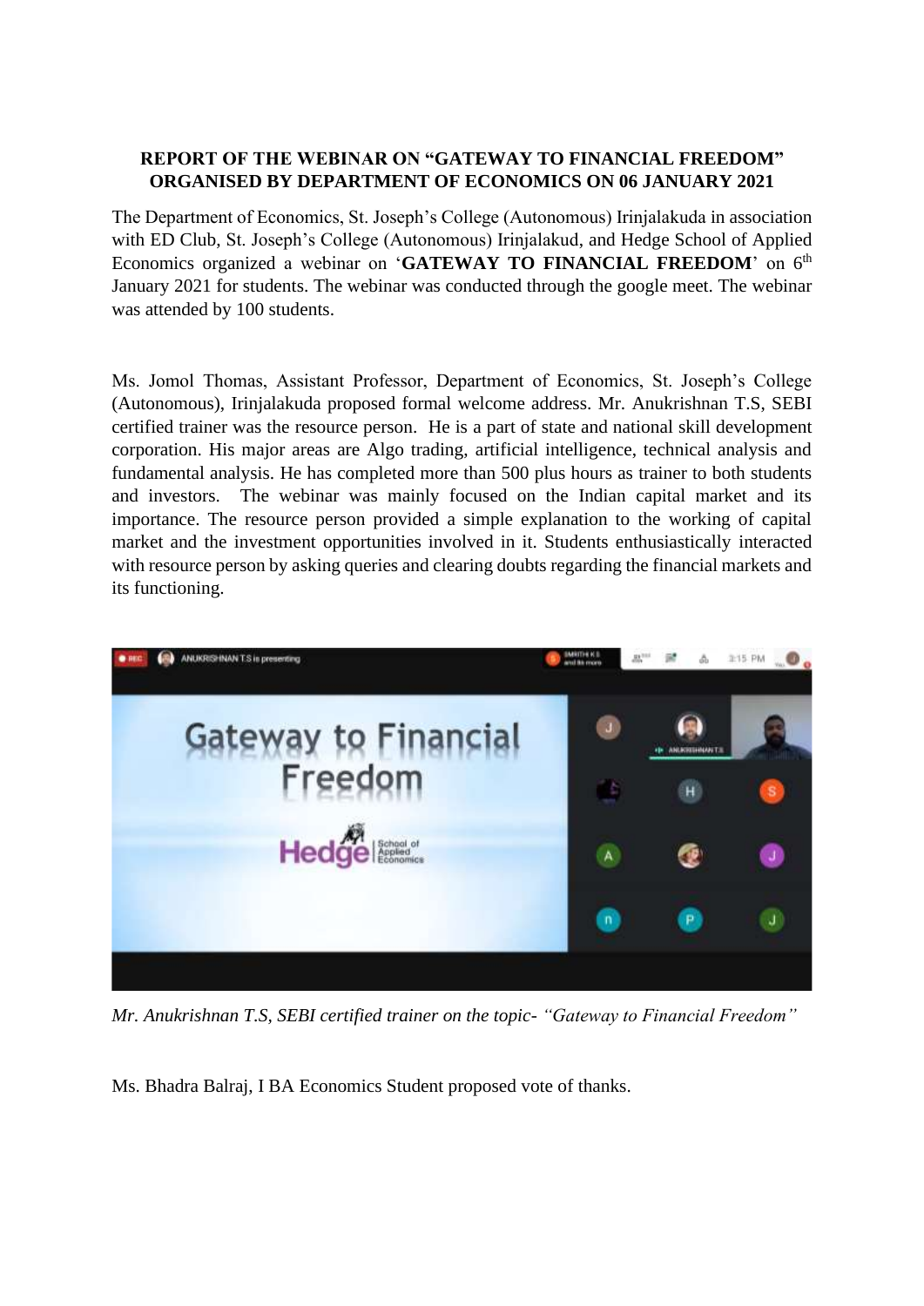**REPORT OF THE WEBINAR ON "GATEWAY TO FINANCIAL FREEDOM" ORGANISED BY DEPARTMENT OF ECONOMICS ON 06 JANUARY 2021**

The Department of Economics, St. Joseph's College (Autonomous) Irinjalakuda in association with ED Club, St. Joseph's College (Autonomous) Irinjalakud, and Hedge School of Applied Economics organized a webinar on '**GATEWAY TO FINANCIAL FREEDOM**' on 6th January 2021 for students. The webinar was conducted through the google meet. The webinar was attended by 100 students.

Ms. Jomol Thomas, Assistant Professor, Department of Economics, St. Joseph's College (Autonomous), Irinjalakuda proposed formal welcome address. Mr. Anukrishnan T.S, SEBI certified trainer was the resource person. He is a part of state and national skill development corporation. His major areas are Algo trading, artificial intelligence, technical analysis and fundamental analysis. He has completed more than 500 plus hours as trainer to both students and investors. The webinar was mainly focused on the Indian capital market and its importance. The resource person provided a simple explanation to the working of capital market and the investment opportunities involved in it. Students enthusiastically interacted with resource person by asking queries and clearing doubts regarding the financial markets and its functioning.

*Mr. Anukrishnan T.S, SEBI certified trainer on the topic- "Gateway to Financial Freedom"*

Ms. Bhadra Balraj, I BA Economics Student proposed vote of thanks.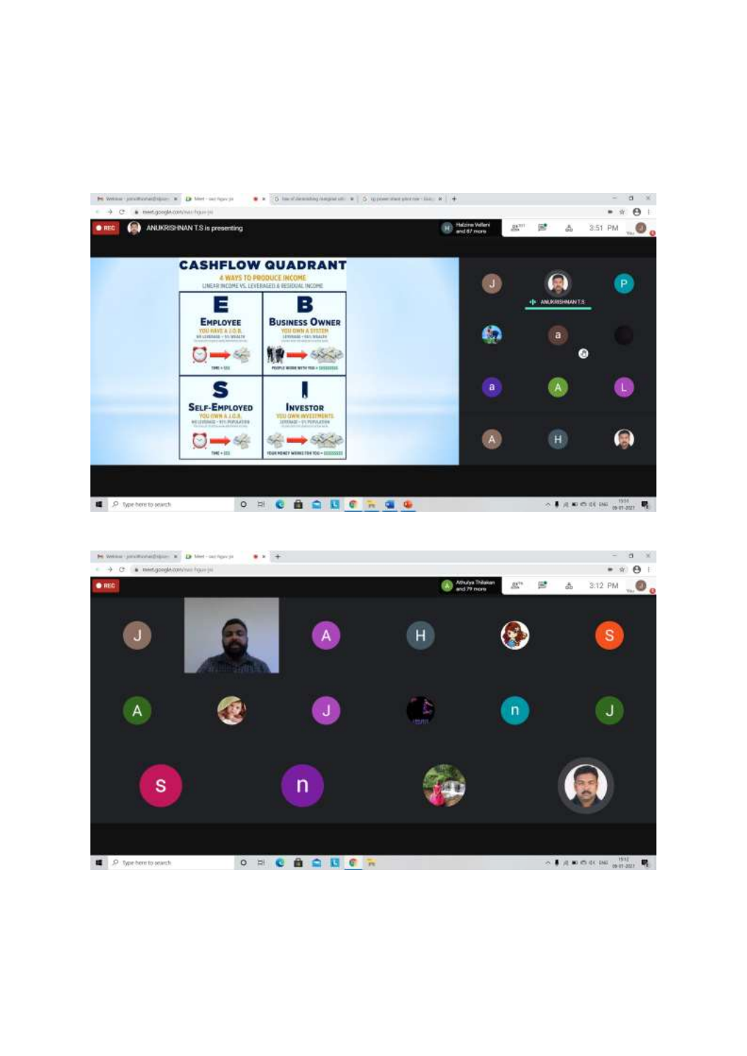ANUKRISHNAN T.S is presenting

# CASHFLOW QUADRANT

4 WAYS TO PRODUCE INCOME

LINEAR INCOME VS. LEVERAGED & RESIDUAL INCOME

| | |
|---|---|
| **E** EMPLOYEE<br>YOU HAVE A J.O.B. | **B** BUSINESS OWNER<br>YOU OWN A SYSTEM |
| **S** SELF-EMPLOYED<br>YOU OWN A J.O.B. | **I** INVESTOR<br>YOU OWN INVESTMENTS |

3:51 PM

3:12 PM